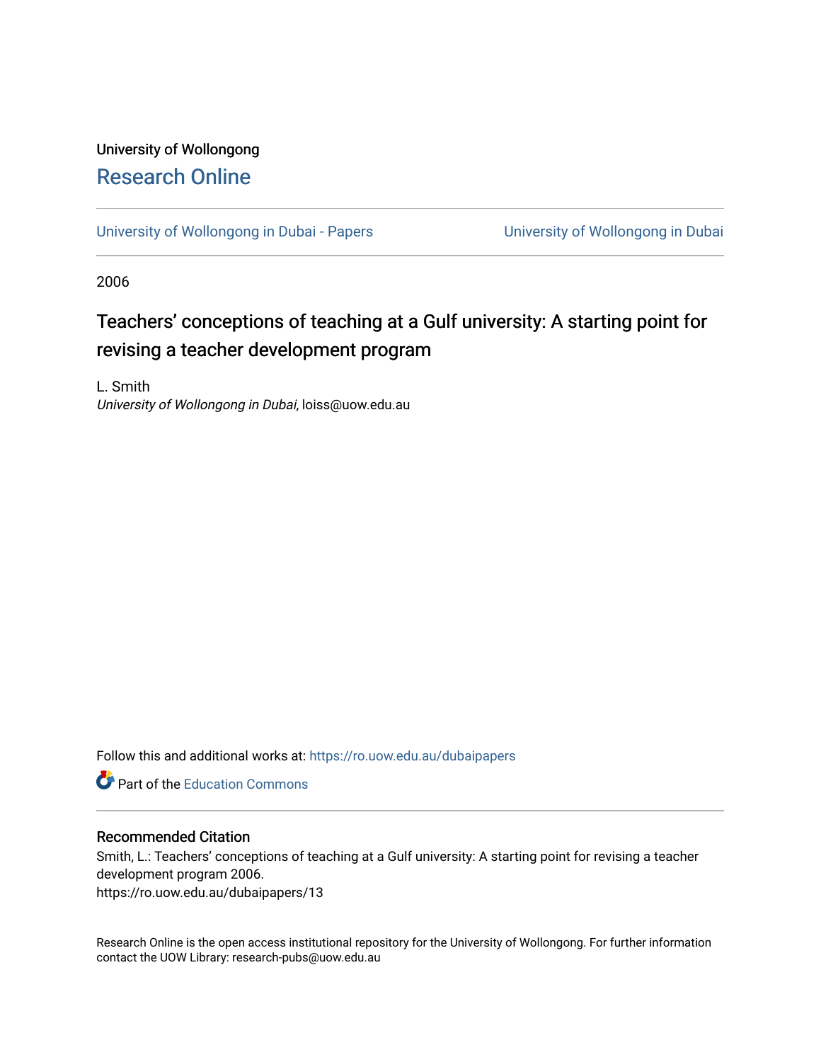University of Wollongong

# Research Online

University of Wollongong in Dubai - Papers | University of Wollongong in Dubai

2006

## Teachers' conceptions of teaching at a Gulf university: A starting point for revising a teacher development program

L. Smith
*University of Wollongong in Dubai*, loiss@uow.edu.au

Follow this and additional works at: https://ro.uow.edu.au/dubaipapers

Part of the Education Commons

### Recommended Citation

Smith, L.: Teachers' conceptions of teaching at a Gulf university: A starting point for revising a teacher development program 2006.
https://ro.uow.edu.au/dubaipapers/13

Research Online is the open access institutional repository for the University of Wollongong. For further information contact the UOW Library: research-pubs@uow.edu.au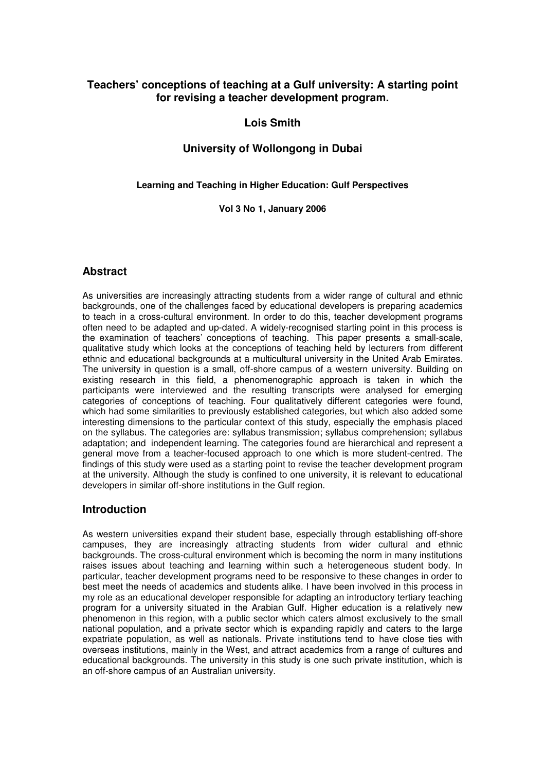# Teachers' conceptions of teaching at a Gulf university: A starting point for revising a teacher development program.

## Lois Smith

## University of Wollongong in Dubai

**Learning and Teaching in Higher Education: Gulf Perspectives**

**Vol 3 No 1, January 2006**

## Abstract

As universities are increasingly attracting students from a wider range of cultural and ethnic backgrounds, one of the challenges faced by educational developers is preparing academics to teach in a cross-cultural environment. In order to do this, teacher development programs often need to be adapted and up-dated. A widely-recognised starting point in this process is the examination of teachers' conceptions of teaching. This paper presents a small-scale, qualitative study which looks at the conceptions of teaching held by lecturers from different ethnic and educational backgrounds at a multicultural university in the United Arab Emirates. The university in question is a small, off-shore campus of a western university. Building on existing research in this field, a phenomenographic approach is taken in which the participants were interviewed and the resulting transcripts were analysed for emerging categories of conceptions of teaching. Four qualitatively different categories were found, which had some similarities to previously established categories, but which also added some interesting dimensions to the particular context of this study, especially the emphasis placed on the syllabus. The categories are: syllabus transmission; syllabus comprehension; syllabus adaptation; and independent learning. The categories found are hierarchical and represent a general move from a teacher-focused approach to one which is more student-centred. The findings of this study were used as a starting point to revise the teacher development program at the university. Although the study is confined to one university, it is relevant to educational developers in similar off-shore institutions in the Gulf region.

## Introduction

As western universities expand their student base, especially through establishing off-shore campuses, they are increasingly attracting students from wider cultural and ethnic backgrounds. The cross-cultural environment which is becoming the norm in many institutions raises issues about teaching and learning within such a heterogeneous student body. In particular, teacher development programs need to be responsive to these changes in order to best meet the needs of academics and students alike. I have been involved in this process in my role as an educational developer responsible for adapting an introductory tertiary teaching program for a university situated in the Arabian Gulf. Higher education is a relatively new phenomenon in this region, with a public sector which caters almost exclusively to the small national population, and a private sector which is expanding rapidly and caters to the large expatriate population, as well as nationals. Private institutions tend to have close ties with overseas institutions, mainly in the West, and attract academics from a range of cultures and educational backgrounds. The university in this study is one such private institution, which is an off-shore campus of an Australian university.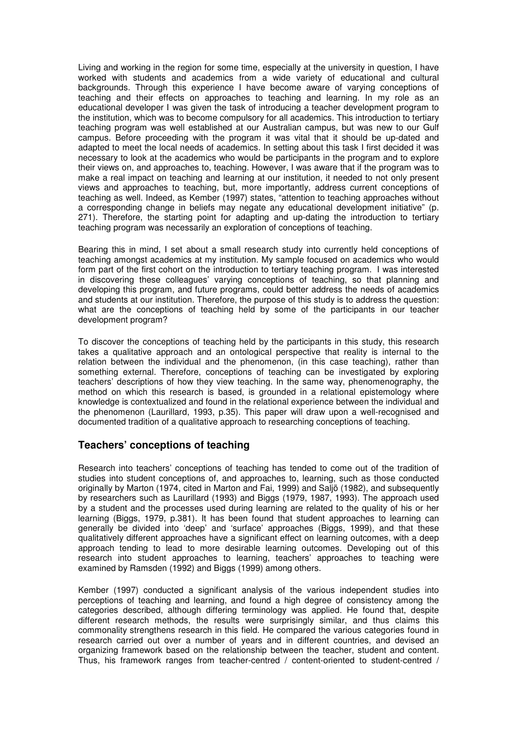Living and working in the region for some time, especially at the university in question, I have worked with students and academics from a wide variety of educational and cultural backgrounds. Through this experience I have become aware of varying conceptions of teaching and their effects on approaches to teaching and learning. In my role as an educational developer I was given the task of introducing a teacher development program to the institution, which was to become compulsory for all academics. This introduction to tertiary teaching program was well established at our Australian campus, but was new to our Gulf campus. Before proceeding with the program it was vital that it should be up-dated and adapted to meet the local needs of academics. In setting about this task I first decided it was necessary to look at the academics who would be participants in the program and to explore their views on, and approaches to, teaching. However, I was aware that if the program was to make a real impact on teaching and learning at our institution, it needed to not only present views and approaches to teaching, but, more importantly, address current conceptions of teaching as well. Indeed, as Kember (1997) states, "attention to teaching approaches without a corresponding change in beliefs may negate any educational development initiative" (p. 271). Therefore, the starting point for adapting and up-dating the introduction to tertiary teaching program was necessarily an exploration of conceptions of teaching.

Bearing this in mind, I set about a small research study into currently held conceptions of teaching amongst academics at my institution. My sample focused on academics who would form part of the first cohort on the introduction to tertiary teaching program. I was interested in discovering these colleagues' varying conceptions of teaching, so that planning and developing this program, and future programs, could better address the needs of academics and students at our institution. Therefore, the purpose of this study is to address the question: what are the conceptions of teaching held by some of the participants in our teacher development program?

To discover the conceptions of teaching held by the participants in this study, this research takes a qualitative approach and an ontological perspective that reality is internal to the relation between the individual and the phenomenon, (in this case teaching), rather than something external. Therefore, conceptions of teaching can be investigated by exploring teachers' descriptions of how they view teaching. In the same way, phenomenography, the method on which this research is based, is grounded in a relational epistemology where knowledge is contextualized and found in the relational experience between the individual and the phenomenon (Laurillard, 1993, p.35). This paper will draw upon a well-recognised and documented tradition of a qualitative approach to researching conceptions of teaching.

## Teachers' conceptions of teaching

Research into teachers' conceptions of teaching has tended to come out of the tradition of studies into student conceptions of, and approaches to, learning, such as those conducted originally by Marton (1974, cited in Marton and Fai, 1999) and Saljö (1982), and subsequently by researchers such as Laurillard (1993) and Biggs (1979, 1987, 1993). The approach used by a student and the processes used during learning are related to the quality of his or her learning (Biggs, 1979, p.381). It has been found that student approaches to learning can generally be divided into 'deep' and 'surface' approaches (Biggs, 1999), and that these qualitatively different approaches have a significant effect on learning outcomes, with a deep approach tending to lead to more desirable learning outcomes. Developing out of this research into student approaches to learning, teachers' approaches to teaching were examined by Ramsden (1992) and Biggs (1999) among others.

Kember (1997) conducted a significant analysis of the various independent studies into perceptions of teaching and learning, and found a high degree of consistency among the categories described, although differing terminology was applied. He found that, despite different research methods, the results were surprisingly similar, and thus claims this commonality strengthens research in this field. He compared the various categories found in research carried out over a number of years and in different countries, and devised an organizing framework based on the relationship between the teacher, student and content. Thus, his framework ranges from teacher-centred / content-oriented to student-centred /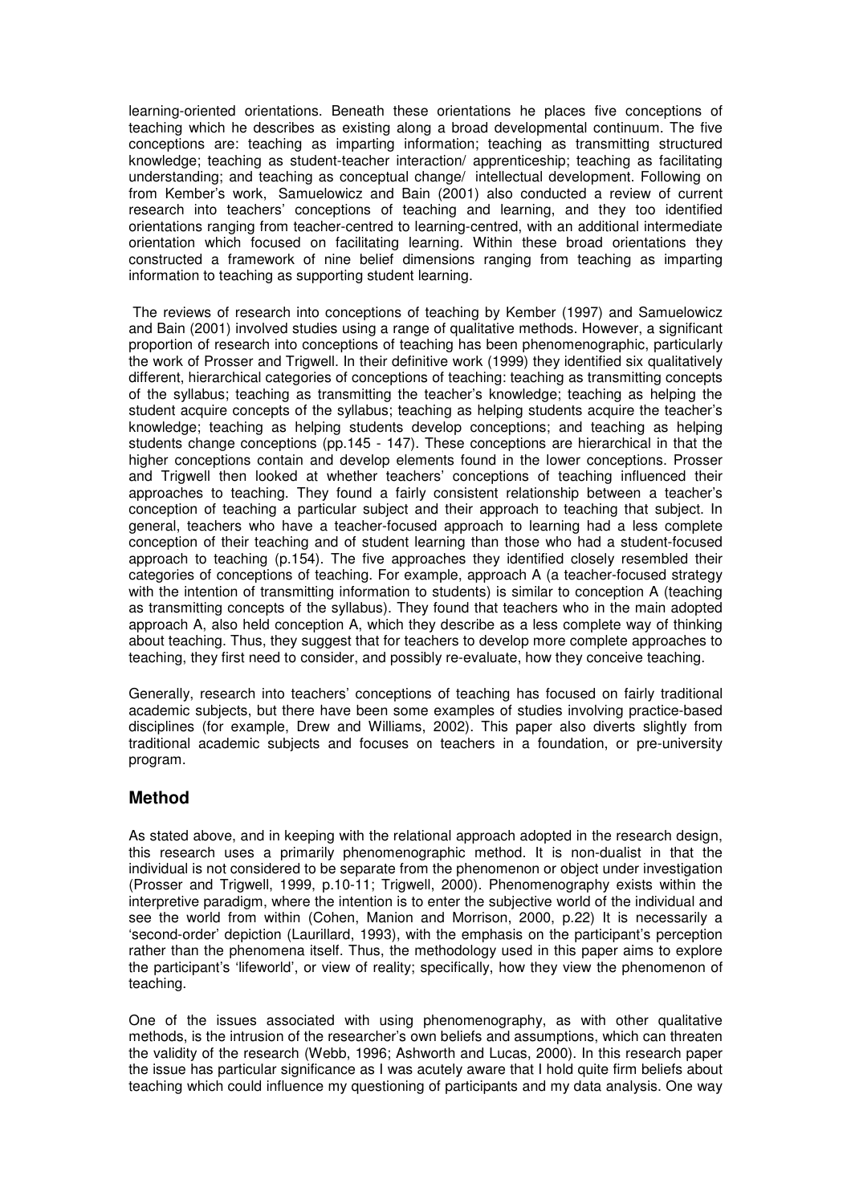learning-oriented orientations. Beneath these orientations he places five conceptions of teaching which he describes as existing along a broad developmental continuum. The five conceptions are: teaching as imparting information; teaching as transmitting structured knowledge; teaching as student-teacher interaction/ apprenticeship; teaching as facilitating understanding; and teaching as conceptual change/ intellectual development. Following on from Kember's work, Samuelowicz and Bain (2001) also conducted a review of current research into teachers' conceptions of teaching and learning, and they too identified orientations ranging from teacher-centred to learning-centred, with an additional intermediate orientation which focused on facilitating learning. Within these broad orientations they constructed a framework of nine belief dimensions ranging from teaching as imparting information to teaching as supporting student learning.

The reviews of research into conceptions of teaching by Kember (1997) and Samuelowicz and Bain (2001) involved studies using a range of qualitative methods. However, a significant proportion of research into conceptions of teaching has been phenomenographic, particularly the work of Prosser and Trigwell. In their definitive work (1999) they identified six qualitatively different, hierarchical categories of conceptions of teaching: teaching as transmitting concepts of the syllabus; teaching as transmitting the teacher's knowledge; teaching as helping the student acquire concepts of the syllabus; teaching as helping students acquire the teacher's knowledge; teaching as helping students develop conceptions; and teaching as helping students change conceptions (pp.145 - 147). These conceptions are hierarchical in that the higher conceptions contain and develop elements found in the lower conceptions. Prosser and Trigwell then looked at whether teachers' conceptions of teaching influenced their approaches to teaching. They found a fairly consistent relationship between a teacher's conception of teaching a particular subject and their approach to teaching that subject. In general, teachers who have a teacher-focused approach to learning had a less complete conception of their teaching and of student learning than those who had a student-focused approach to teaching (p.154). The five approaches they identified closely resembled their categories of conceptions of teaching. For example, approach A (a teacher-focused strategy with the intention of transmitting information to students) is similar to conception A (teaching as transmitting concepts of the syllabus). They found that teachers who in the main adopted approach A, also held conception A, which they describe as a less complete way of thinking about teaching. Thus, they suggest that for teachers to develop more complete approaches to teaching, they first need to consider, and possibly re-evaluate, how they conceive teaching.

Generally, research into teachers' conceptions of teaching has focused on fairly traditional academic subjects, but there have been some examples of studies involving practice-based disciplines (for example, Drew and Williams, 2002). This paper also diverts slightly from traditional academic subjects and focuses on teachers in a foundation, or pre-university program.

## Method

As stated above, and in keeping with the relational approach adopted in the research design, this research uses a primarily phenomenographic method. It is non-dualist in that the individual is not considered to be separate from the phenomenon or object under investigation (Prosser and Trigwell, 1999, p.10-11; Trigwell, 2000). Phenomenography exists within the interpretive paradigm, where the intention is to enter the subjective world of the individual and see the world from within (Cohen, Manion and Morrison, 2000, p.22) It is necessarily a 'second-order' depiction (Laurillard, 1993), with the emphasis on the participant's perception rather than the phenomena itself. Thus, the methodology used in this paper aims to explore the participant's 'lifeworld', or view of reality; specifically, how they view the phenomenon of teaching.

One of the issues associated with using phenomenography, as with other qualitative methods, is the intrusion of the researcher's own beliefs and assumptions, which can threaten the validity of the research (Webb, 1996; Ashworth and Lucas, 2000). In this research paper the issue has particular significance as I was acutely aware that I hold quite firm beliefs about teaching which could influence my questioning of participants and my data analysis. One way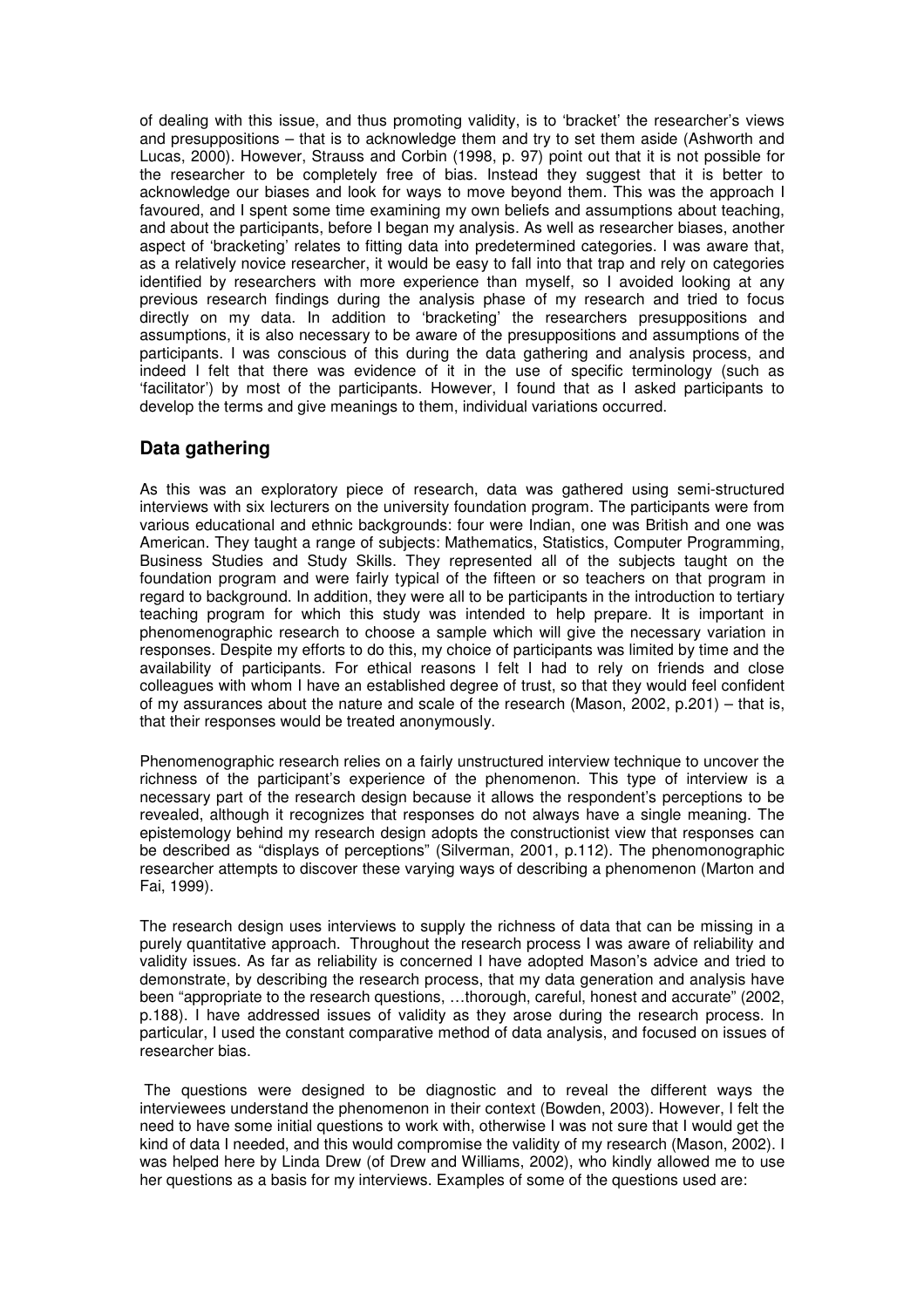of dealing with this issue, and thus promoting validity, is to 'bracket' the researcher's views and presuppositions – that is to acknowledge them and try to set them aside (Ashworth and Lucas, 2000). However, Strauss and Corbin (1998, p. 97) point out that it is not possible for the researcher to be completely free of bias. Instead they suggest that it is better to acknowledge our biases and look for ways to move beyond them. This was the approach I favoured, and I spent some time examining my own beliefs and assumptions about teaching, and about the participants, before I began my analysis. As well as researcher biases, another aspect of 'bracketing' relates to fitting data into predetermined categories. I was aware that, as a relatively novice researcher, it would be easy to fall into that trap and rely on categories identified by researchers with more experience than myself, so I avoided looking at any previous research findings during the analysis phase of my research and tried to focus directly on my data. In addition to 'bracketing' the researchers presuppositions and assumptions, it is also necessary to be aware of the presuppositions and assumptions of the participants. I was conscious of this during the data gathering and analysis process, and indeed I felt that there was evidence of it in the use of specific terminology (such as 'facilitator') by most of the participants. However, I found that as I asked participants to develop the terms and give meanings to them, individual variations occurred.

## Data gathering

As this was an exploratory piece of research, data was gathered using semi-structured interviews with six lecturers on the university foundation program. The participants were from various educational and ethnic backgrounds: four were Indian, one was British and one was American. They taught a range of subjects: Mathematics, Statistics, Computer Programming, Business Studies and Study Skills. They represented all of the subjects taught on the foundation program and were fairly typical of the fifteen or so teachers on that program in regard to background. In addition, they were all to be participants in the introduction to tertiary teaching program for which this study was intended to help prepare. It is important in phenomenographic research to choose a sample which will give the necessary variation in responses. Despite my efforts to do this, my choice of participants was limited by time and the availability of participants. For ethical reasons I felt I had to rely on friends and close colleagues with whom I have an established degree of trust, so that they would feel confident of my assurances about the nature and scale of the research (Mason, 2002, p.201) – that is, that their responses would be treated anonymously.

Phenomenographic research relies on a fairly unstructured interview technique to uncover the richness of the participant's experience of the phenomenon. This type of interview is a necessary part of the research design because it allows the respondent's perceptions to be revealed, although it recognizes that responses do not always have a single meaning. The epistemology behind my research design adopts the constructionist view that responses can be described as "displays of perceptions" (Silverman, 2001, p.112). The phenomonographic researcher attempts to discover these varying ways of describing a phenomenon (Marton and Fai, 1999).

The research design uses interviews to supply the richness of data that can be missing in a purely quantitative approach. Throughout the research process I was aware of reliability and validity issues. As far as reliability is concerned I have adopted Mason's advice and tried to demonstrate, by describing the research process, that my data generation and analysis have been "appropriate to the research questions, …thorough, careful, honest and accurate" (2002, p.188). I have addressed issues of validity as they arose during the research process. In particular, I used the constant comparative method of data analysis, and focused on issues of researcher bias.

The questions were designed to be diagnostic and to reveal the different ways the interviewees understand the phenomenon in their context (Bowden, 2003). However, I felt the need to have some initial questions to work with, otherwise I was not sure that I would get the kind of data I needed, and this would compromise the validity of my research (Mason, 2002). I was helped here by Linda Drew (of Drew and Williams, 2002), who kindly allowed me to use her questions as a basis for my interviews. Examples of some of the questions used are: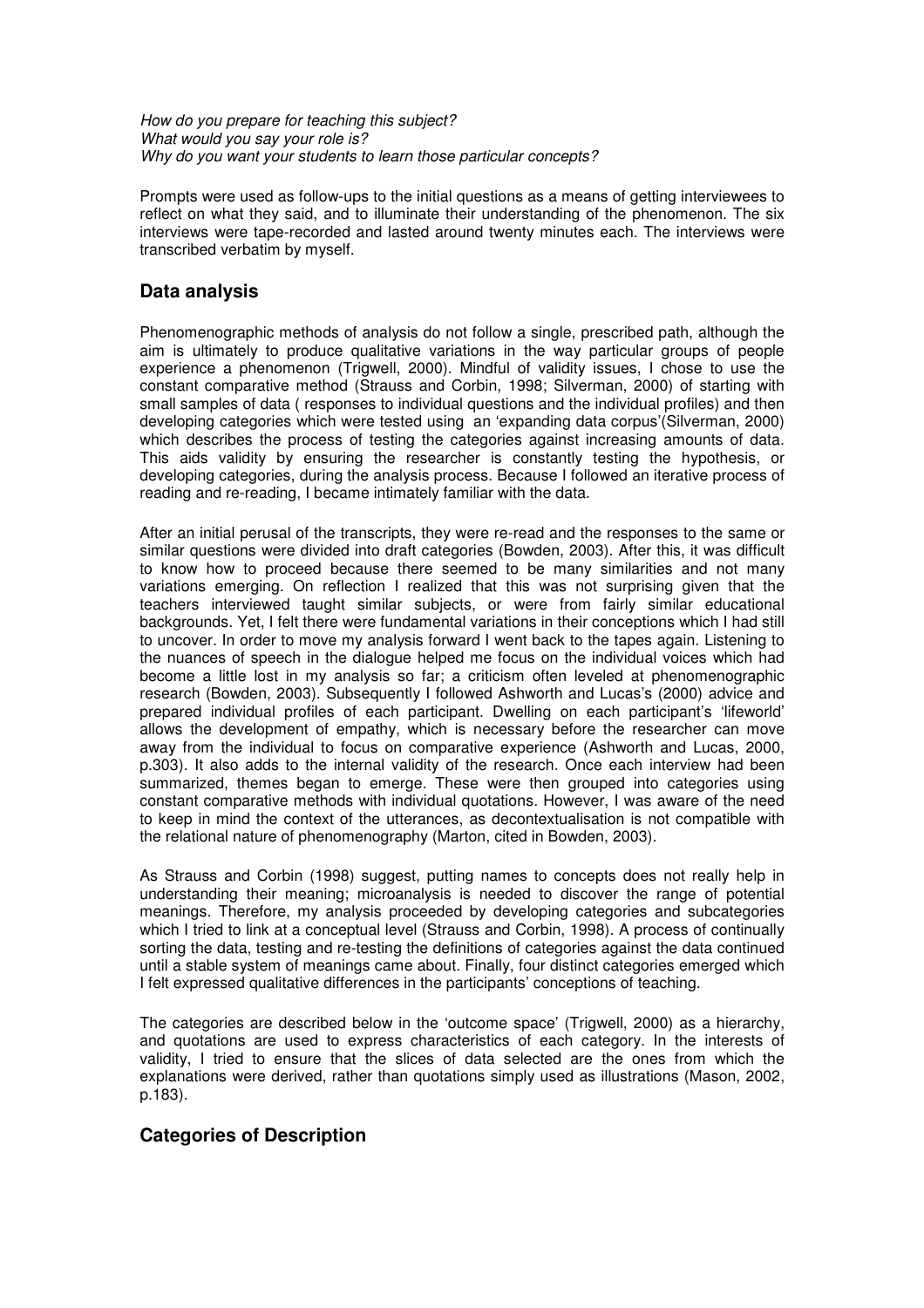*How do you prepare for teaching this subject?*
*What would you say your role is?*
*Why do you want your students to learn those particular concepts?*

Prompts were used as follow-ups to the initial questions as a means of getting interviewees to reflect on what they said, and to illuminate their understanding of the phenomenon. The six interviews were tape-recorded and lasted around twenty minutes each. The interviews were transcribed verbatim by myself.

## Data analysis

Phenomenographic methods of analysis do not follow a single, prescribed path, although the aim is ultimately to produce qualitative variations in the way particular groups of people experience a phenomenon (Trigwell, 2000). Mindful of validity issues, I chose to use the constant comparative method (Strauss and Corbin, 1998; Silverman, 2000) of starting with small samples of data ( responses to individual questions and the individual profiles) and then developing categories which were tested using an 'expanding data corpus'(Silverman, 2000) which describes the process of testing the categories against increasing amounts of data. This aids validity by ensuring the researcher is constantly testing the hypothesis, or developing categories, during the analysis process. Because I followed an iterative process of reading and re-reading, I became intimately familiar with the data.

After an initial perusal of the transcripts, they were re-read and the responses to the same or similar questions were divided into draft categories (Bowden, 2003). After this, it was difficult to know how to proceed because there seemed to be many similarities and not many variations emerging. On reflection I realized that this was not surprising given that the teachers interviewed taught similar subjects, or were from fairly similar educational backgrounds. Yet, I felt there were fundamental variations in their conceptions which I had still to uncover. In order to move my analysis forward I went back to the tapes again. Listening to the nuances of speech in the dialogue helped me focus on the individual voices which had become a little lost in my analysis so far; a criticism often leveled at phenomenographic research (Bowden, 2003). Subsequently I followed Ashworth and Lucas's (2000) advice and prepared individual profiles of each participant. Dwelling on each participant's 'lifeworld' allows the development of empathy, which is necessary before the researcher can move away from the individual to focus on comparative experience (Ashworth and Lucas, 2000, p.303). It also adds to the internal validity of the research. Once each interview had been summarized, themes began to emerge. These were then grouped into categories using constant comparative methods with individual quotations. However, I was aware of the need to keep in mind the context of the utterances, as decontextualisation is not compatible with the relational nature of phenomenography (Marton, cited in Bowden, 2003).

As Strauss and Corbin (1998) suggest, putting names to concepts does not really help in understanding their meaning; microanalysis is needed to discover the range of potential meanings. Therefore, my analysis proceeded by developing categories and subcategories which I tried to link at a conceptual level (Strauss and Corbin, 1998). A process of continually sorting the data, testing and re-testing the definitions of categories against the data continued until a stable system of meanings came about. Finally, four distinct categories emerged which I felt expressed qualitative differences in the participants' conceptions of teaching.

The categories are described below in the 'outcome space' (Trigwell, 2000) as a hierarchy, and quotations are used to express characteristics of each category. In the interests of validity, I tried to ensure that the slices of data selected are the ones from which the explanations were derived, rather than quotations simply used as illustrations (Mason, 2002, p.183).

## Categories of Description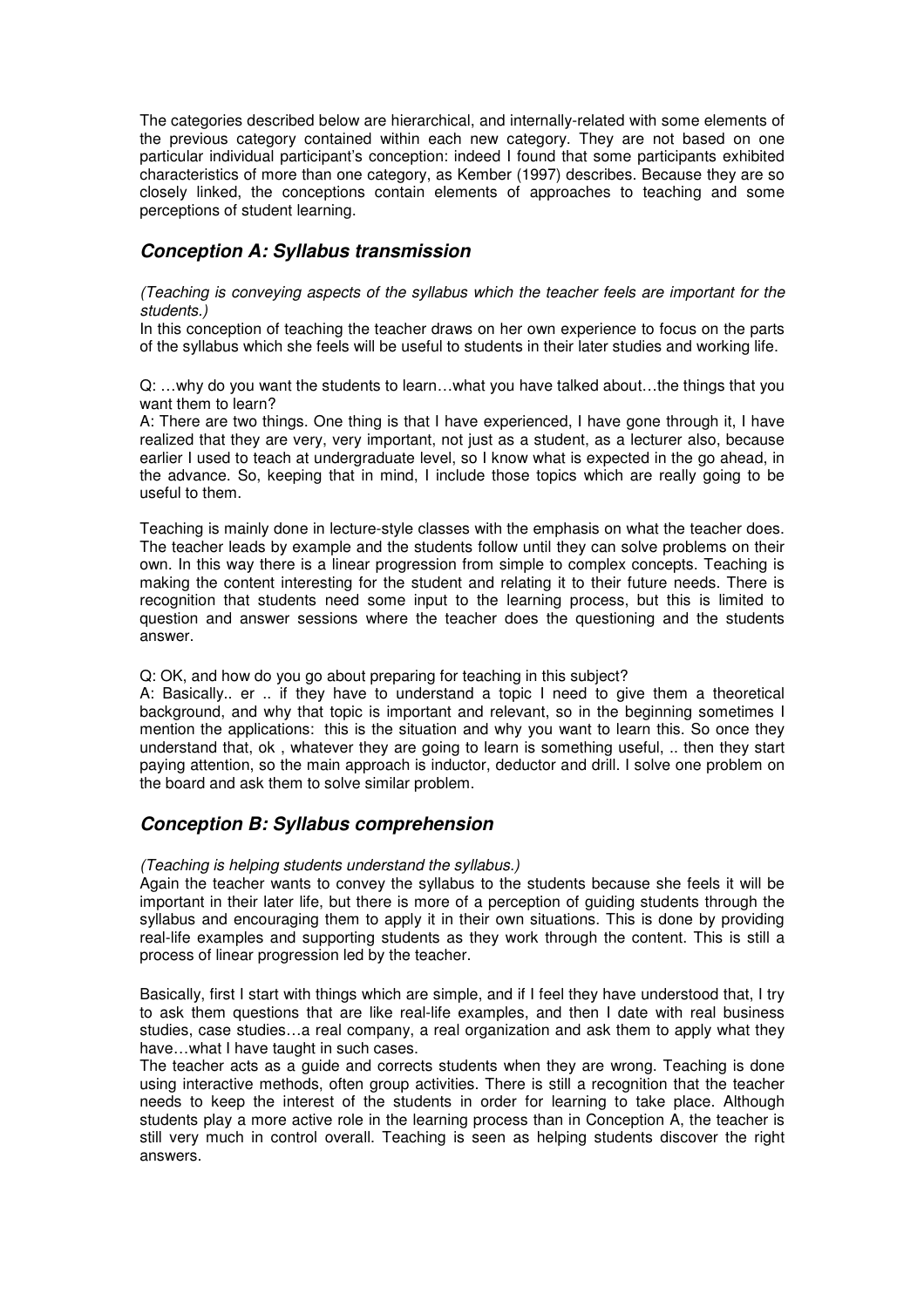The categories described below are hierarchical, and internally-related with some elements of the previous category contained within each new category. They are not based on one particular individual participant's conception: indeed I found that some participants exhibited characteristics of more than one category, as Kember (1997) describes. Because they are so closely linked, the conceptions contain elements of approaches to teaching and some perceptions of student learning.

### *Conception A: Syllabus transmission*

*(Teaching is conveying aspects of the syllabus which the teacher feels are important for the students.)*

In this conception of teaching the teacher draws on her own experience to focus on the parts of the syllabus which she feels will be useful to students in their later studies and working life.

Q: …why do you want the students to learn…what you have talked about…the things that you want them to learn?

A: There are two things. One thing is that I have experienced, I have gone through it, I have realized that they are very, very important, not just as a student, as a lecturer also, because earlier I used to teach at undergraduate level, so I know what is expected in the go ahead, in the advance. So, keeping that in mind, I include those topics which are really going to be useful to them.

Teaching is mainly done in lecture-style classes with the emphasis on what the teacher does. The teacher leads by example and the students follow until they can solve problems on their own. In this way there is a linear progression from simple to complex concepts. Teaching is making the content interesting for the student and relating it to their future needs. There is recognition that students need some input to the learning process, but this is limited to question and answer sessions where the teacher does the questioning and the students answer.

Q: OK, and how do you go about preparing for teaching in this subject?

A: Basically.. er .. if they have to understand a topic I need to give them a theoretical background, and why that topic is important and relevant, so in the beginning sometimes I mention the applications: this is the situation and why you want to learn this. So once they understand that, ok , whatever they are going to learn is something useful, .. then they start paying attention, so the main approach is inductor, deductor and drill. I solve one problem on the board and ask them to solve similar problem.

### *Conception B: Syllabus comprehension*

*(Teaching is helping students understand the syllabus.)*

Again the teacher wants to convey the syllabus to the students because she feels it will be important in their later life, but there is more of a perception of guiding students through the syllabus and encouraging them to apply it in their own situations. This is done by providing real-life examples and supporting students as they work through the content. This is still a process of linear progression led by the teacher.

Basically, first I start with things which are simple, and if I feel they have understood that, I try to ask them questions that are like real-life examples, and then I date with real business studies, case studies…a real company, a real organization and ask them to apply what they have…what I have taught in such cases.

The teacher acts as a guide and corrects students when they are wrong. Teaching is done using interactive methods, often group activities. There is still a recognition that the teacher needs to keep the interest of the students in order for learning to take place. Although students play a more active role in the learning process than in Conception A, the teacher is still very much in control overall. Teaching is seen as helping students discover the right answers.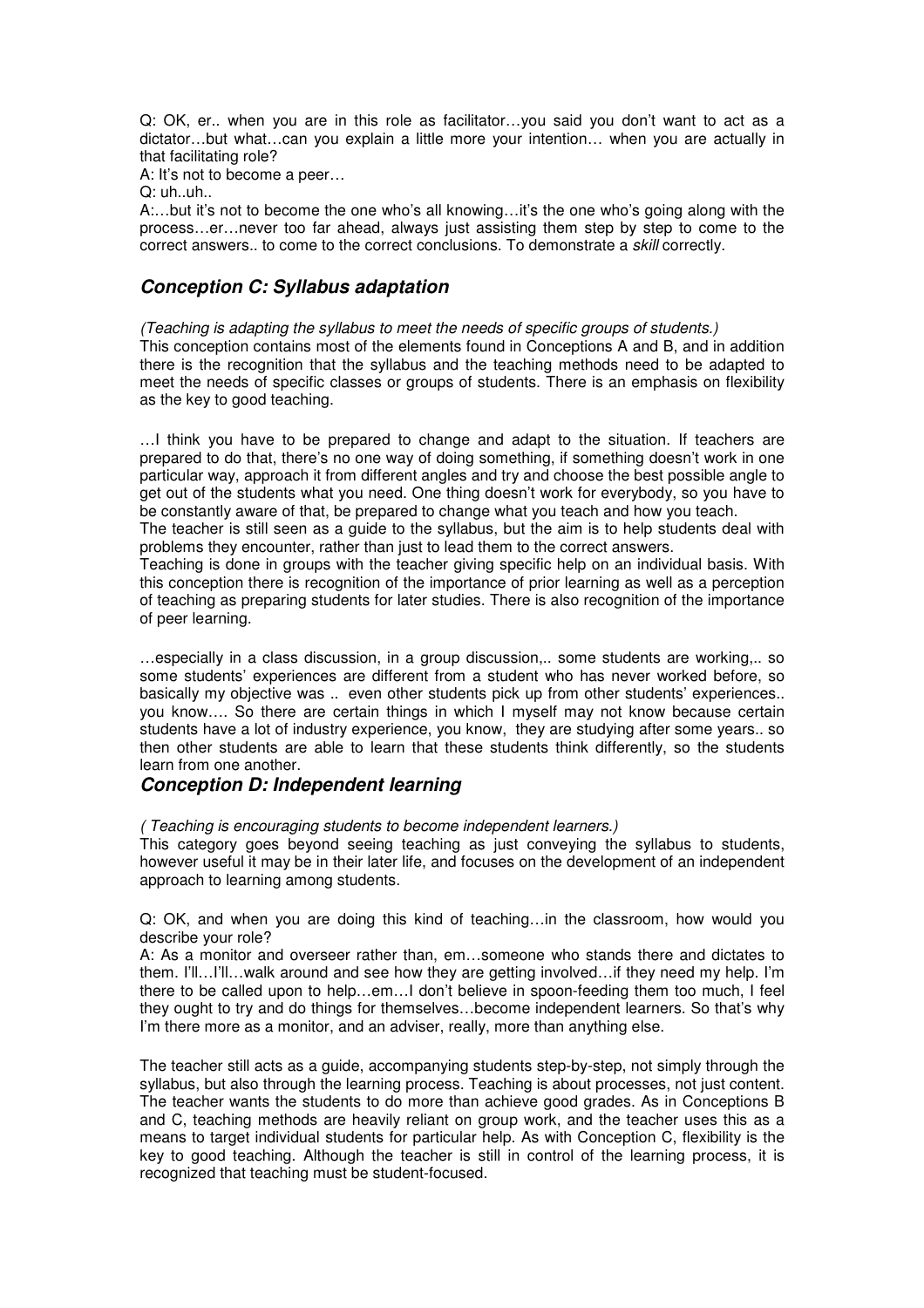Q: OK, er.. when you are in this role as facilitator…you said you don't want to act as a dictator…but what…can you explain a little more your intention… when you are actually in that facilitating role?

A: It's not to become a peer…

Q: uh..uh..

A:…but it's not to become the one who's all knowing…it's the one who's going along with the process…er…never too far ahead, always just assisting them step by step to come to the correct answers.. to come to the correct conclusions. To demonstrate a *skill* correctly.

## *Conception C: Syllabus adaptation*

*(Teaching is adapting the syllabus to meet the needs of specific groups of students.)*

This conception contains most of the elements found in Conceptions A and B, and in addition there is the recognition that the syllabus and the teaching methods need to be adapted to meet the needs of specific classes or groups of students. There is an emphasis on flexibility as the key to good teaching.

…I think you have to be prepared to change and adapt to the situation. If teachers are prepared to do that, there's no one way of doing something, if something doesn't work in one particular way, approach it from different angles and try and choose the best possible angle to get out of the students what you need. One thing doesn't work for everybody, so you have to be constantly aware of that, be prepared to change what you teach and how you teach.

The teacher is still seen as a guide to the syllabus, but the aim is to help students deal with problems they encounter, rather than just to lead them to the correct answers.

Teaching is done in groups with the teacher giving specific help on an individual basis. With this conception there is recognition of the importance of prior learning as well as a perception of teaching as preparing students for later studies. There is also recognition of the importance of peer learning.

…especially in a class discussion, in a group discussion,.. some students are working,.. so some students' experiences are different from a student who has never worked before, so basically my objective was .. even other students pick up from other students' experiences.. you know…. So there are certain things in which I myself may not know because certain students have a lot of industry experience, you know, they are studying after some years.. so then other students are able to learn that these students think differently, so the students learn from one another.

## *Conception D: Independent learning*

*( Teaching is encouraging students to become independent learners.)*

This category goes beyond seeing teaching as just conveying the syllabus to students, however useful it may be in their later life, and focuses on the development of an independent approach to learning among students.

Q: OK, and when you are doing this kind of teaching…in the classroom, how would you describe your role?

A: As a monitor and overseer rather than, em…someone who stands there and dictates to them. I'll…I'll…walk around and see how they are getting involved…if they need my help. I'm there to be called upon to help…em…I don't believe in spoon-feeding them too much, I feel they ought to try and do things for themselves…become independent learners. So that's why I'm there more as a monitor, and an adviser, really, more than anything else.

The teacher still acts as a guide, accompanying students step-by-step, not simply through the syllabus, but also through the learning process. Teaching is about processes, not just content. The teacher wants the students to do more than achieve good grades. As in Conceptions B and C, teaching methods are heavily reliant on group work, and the teacher uses this as a means to target individual students for particular help. As with Conception C, flexibility is the key to good teaching. Although the teacher is still in control of the learning process, it is recognized that teaching must be student-focused.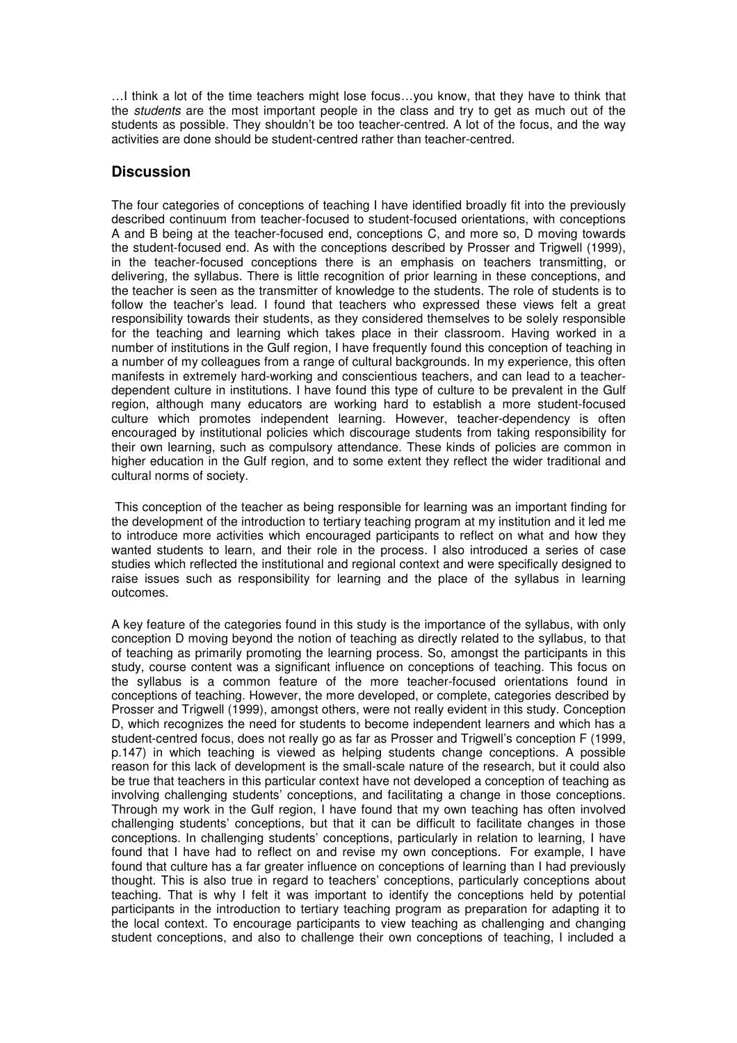…I think a lot of the time teachers might lose focus…you know, that they have to think that the *students* are the most important people in the class and try to get as much out of the students as possible. They shouldn't be too teacher-centred. A lot of the focus, and the way activities are done should be student-centred rather than teacher-centred.

## Discussion

The four categories of conceptions of teaching I have identified broadly fit into the previously described continuum from teacher-focused to student-focused orientations, with conceptions A and B being at the teacher-focused end, conceptions C, and more so, D moving towards the student-focused end. As with the conceptions described by Prosser and Trigwell (1999), in the teacher-focused conceptions there is an emphasis on teachers transmitting, or delivering, the syllabus. There is little recognition of prior learning in these conceptions, and the teacher is seen as the transmitter of knowledge to the students. The role of students is to follow the teacher's lead. I found that teachers who expressed these views felt a great responsibility towards their students, as they considered themselves to be solely responsible for the teaching and learning which takes place in their classroom. Having worked in a number of institutions in the Gulf region, I have frequently found this conception of teaching in a number of my colleagues from a range of cultural backgrounds. In my experience, this often manifests in extremely hard-working and conscientious teachers, and can lead to a teacher-dependent culture in institutions. I have found this type of culture to be prevalent in the Gulf region, although many educators are working hard to establish a more student-focused culture which promotes independent learning. However, teacher-dependency is often encouraged by institutional policies which discourage students from taking responsibility for their own learning, such as compulsory attendance. These kinds of policies are common in higher education in the Gulf region, and to some extent they reflect the wider traditional and cultural norms of society.

This conception of the teacher as being responsible for learning was an important finding for the development of the introduction to tertiary teaching program at my institution and it led me to introduce more activities which encouraged participants to reflect on what and how they wanted students to learn, and their role in the process. I also introduced a series of case studies which reflected the institutional and regional context and were specifically designed to raise issues such as responsibility for learning and the place of the syllabus in learning outcomes.

A key feature of the categories found in this study is the importance of the syllabus, with only conception D moving beyond the notion of teaching as directly related to the syllabus, to that of teaching as primarily promoting the learning process. So, amongst the participants in this study, course content was a significant influence on conceptions of teaching. This focus on the syllabus is a common feature of the more teacher-focused orientations found in conceptions of teaching. However, the more developed, or complete, categories described by Prosser and Trigwell (1999), amongst others, were not really evident in this study. Conception D, which recognizes the need for students to become independent learners and which has a student-centred focus, does not really go as far as Prosser and Trigwell's conception F (1999, p.147) in which teaching is viewed as helping students change conceptions. A possible reason for this lack of development is the small-scale nature of the research, but it could also be true that teachers in this particular context have not developed a conception of teaching as involving challenging students' conceptions, and facilitating a change in those conceptions. Through my work in the Gulf region, I have found that my own teaching has often involved challenging students' conceptions, but that it can be difficult to facilitate changes in those conceptions. In challenging students' conceptions, particularly in relation to learning, I have found that I have had to reflect on and revise my own conceptions. For example, I have found that culture has a far greater influence on conceptions of learning than I had previously thought. This is also true in regard to teachers' conceptions, particularly conceptions about teaching. That is why I felt it was important to identify the conceptions held by potential participants in the introduction to tertiary teaching program as preparation for adapting it to the local context. To encourage participants to view teaching as challenging and changing student conceptions, and also to challenge their own conceptions of teaching, I included a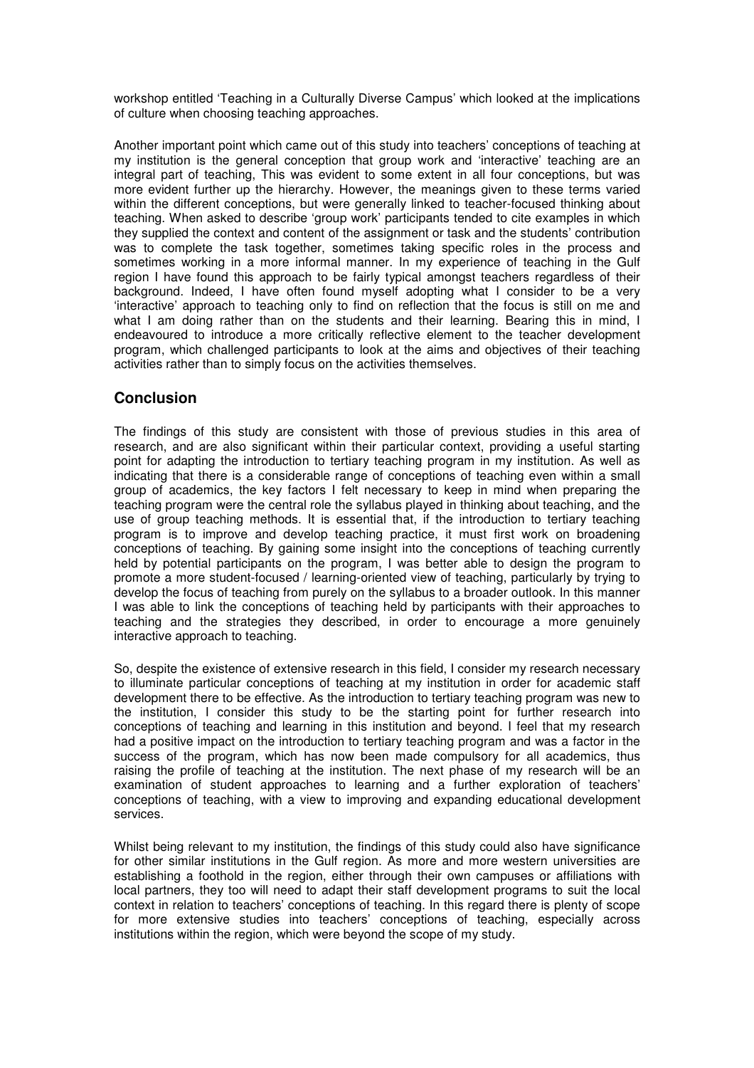workshop entitled 'Teaching in a Culturally Diverse Campus' which looked at the implications of culture when choosing teaching approaches.

Another important point which came out of this study into teachers' conceptions of teaching at my institution is the general conception that group work and 'interactive' teaching are an integral part of teaching, This was evident to some extent in all four conceptions, but was more evident further up the hierarchy. However, the meanings given to these terms varied within the different conceptions, but were generally linked to teacher-focused thinking about teaching. When asked to describe 'group work' participants tended to cite examples in which they supplied the context and content of the assignment or task and the students' contribution was to complete the task together, sometimes taking specific roles in the process and sometimes working in a more informal manner. In my experience of teaching in the Gulf region I have found this approach to be fairly typical amongst teachers regardless of their background. Indeed, I have often found myself adopting what I consider to be a very 'interactive' approach to teaching only to find on reflection that the focus is still on me and what I am doing rather than on the students and their learning. Bearing this in mind, I endeavoured to introduce a more critically reflective element to the teacher development program, which challenged participants to look at the aims and objectives of their teaching activities rather than to simply focus on the activities themselves.

## Conclusion

The findings of this study are consistent with those of previous studies in this area of research, and are also significant within their particular context, providing a useful starting point for adapting the introduction to tertiary teaching program in my institution. As well as indicating that there is a considerable range of conceptions of teaching even within a small group of academics, the key factors I felt necessary to keep in mind when preparing the teaching program were the central role the syllabus played in thinking about teaching, and the use of group teaching methods. It is essential that, if the introduction to tertiary teaching program is to improve and develop teaching practice, it must first work on broadening conceptions of teaching. By gaining some insight into the conceptions of teaching currently held by potential participants on the program, I was better able to design the program to promote a more student-focused / learning-oriented view of teaching, particularly by trying to develop the focus of teaching from purely on the syllabus to a broader outlook. In this manner I was able to link the conceptions of teaching held by participants with their approaches to teaching and the strategies they described, in order to encourage a more genuinely interactive approach to teaching.

So, despite the existence of extensive research in this field, I consider my research necessary to illuminate particular conceptions of teaching at my institution in order for academic staff development there to be effective. As the introduction to tertiary teaching program was new to the institution, I consider this study to be the starting point for further research into conceptions of teaching and learning in this institution and beyond. I feel that my research had a positive impact on the introduction to tertiary teaching program and was a factor in the success of the program, which has now been made compulsory for all academics, thus raising the profile of teaching at the institution. The next phase of my research will be an examination of student approaches to learning and a further exploration of teachers' conceptions of teaching, with a view to improving and expanding educational development services.

Whilst being relevant to my institution, the findings of this study could also have significance for other similar institutions in the Gulf region. As more and more western universities are establishing a foothold in the region, either through their own campuses or affiliations with local partners, they too will need to adapt their staff development programs to suit the local context in relation to teachers' conceptions of teaching. In this regard there is plenty of scope for more extensive studies into teachers' conceptions of teaching, especially across institutions within the region, which were beyond the scope of my study.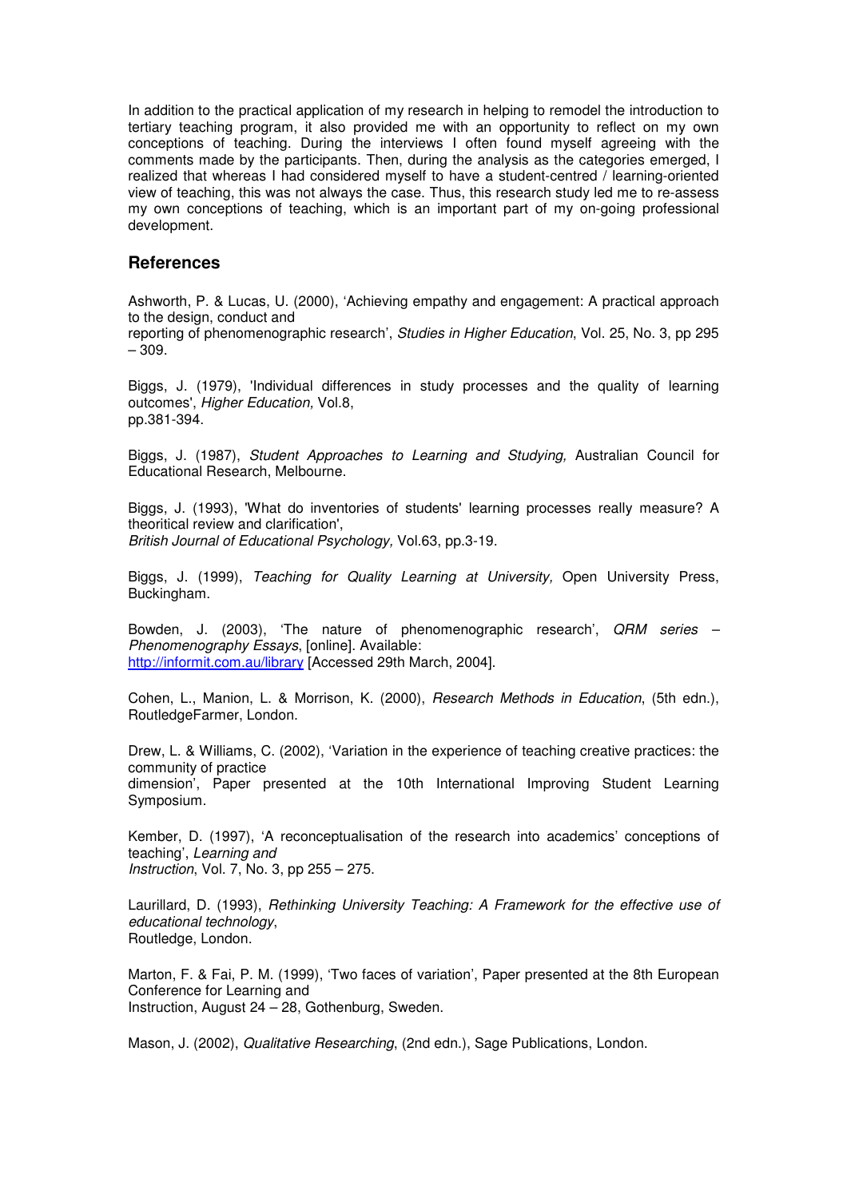In addition to the practical application of my research in helping to remodel the introduction to tertiary teaching program, it also provided me with an opportunity to reflect on my own conceptions of teaching. During the interviews I often found myself agreeing with the comments made by the participants. Then, during the analysis as the categories emerged, I realized that whereas I had considered myself to have a student-centred / learning-oriented view of teaching, this was not always the case. Thus, this research study led me to re-assess my own conceptions of teaching, which is an important part of my on-going professional development.

## References

Ashworth, P. & Lucas, U. (2000), 'Achieving empathy and engagement: A practical approach to the design, conduct and reporting of phenomenographic research', *Studies in Higher Education*, Vol. 25, No. 3, pp 295 – 309.

Biggs, J. (1979), 'Individual differences in study processes and the quality of learning outcomes', *Higher Education,* Vol.8, pp.381-394.

Biggs, J. (1987), *Student Approaches to Learning and Studying,* Australian Council for Educational Research, Melbourne.

Biggs, J. (1993), 'What do inventories of students' learning processes really measure? A theoritical review and clarification', *British Journal of Educational Psychology,* Vol.63, pp.3-19.

Biggs, J. (1999), *Teaching for Quality Learning at University,* Open University Press, Buckingham.

Bowden, J. (2003), 'The nature of phenomenographic research', *QRM series – Phenomenography Essays*, [online]. Available: http://informit.com.au/library [Accessed 29th March, 2004].

Cohen, L., Manion, L. & Morrison, K. (2000), *Research Methods in Education*, (5th edn.), RoutledgeFarmer, London.

Drew, L. & Williams, C. (2002), 'Variation in the experience of teaching creative practices: the community of practice dimension', Paper presented at the 10th International Improving Student Learning Symposium.

Kember, D. (1997), 'A reconceptualisation of the research into academics' conceptions of teaching', *Learning and Instruction*, Vol. 7, No. 3, pp 255 – 275.

Laurillard, D. (1993), *Rethinking University Teaching: A Framework for the effective use of educational technology*, Routledge, London.

Marton, F. & Fai, P. M. (1999), 'Two faces of variation', Paper presented at the 8th European Conference for Learning and Instruction, August 24 – 28, Gothenburg, Sweden.

Mason, J. (2002), *Qualitative Researching*, (2nd edn.), Sage Publications, London.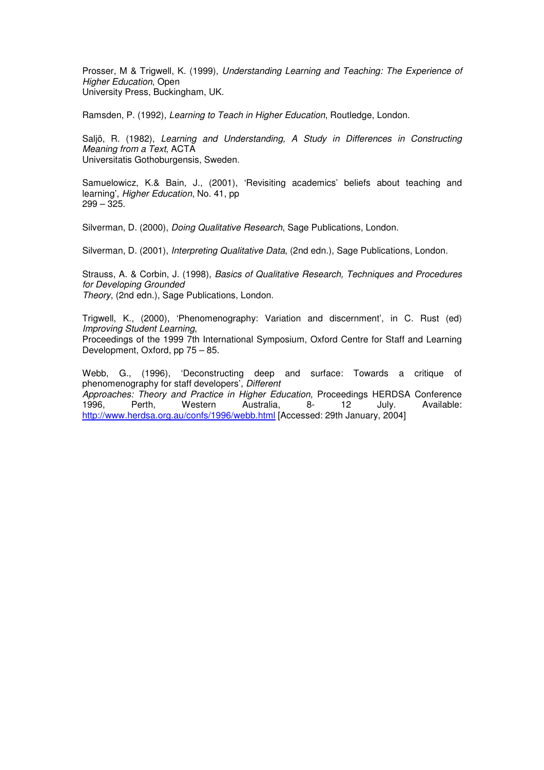Prosser, M & Trigwell, K. (1999), *Understanding Learning and Teaching: The Experience of Higher Education*, Open University Press, Buckingham, UK.

Ramsden, P. (1992), *Learning to Teach in Higher Education*, Routledge, London.

Saljö, R. (1982), *Learning and Understanding, A Study in Differences in Constructing Meaning from a Text*, ACTA Universitatis Gothoburgensis, Sweden.

Samuelowicz, K.& Bain, J., (2001), 'Revisiting academics' beliefs about teaching and learning', *Higher Education*, No. 41, pp 299 – 325.

Silverman, D. (2000), *Doing Qualitative Research*, Sage Publications, London.

Silverman, D. (2001), *Interpreting Qualitative Data*, (2nd edn.), Sage Publications, London.

Strauss, A. & Corbin, J. (1998), *Basics of Qualitative Research, Techniques and Procedures for Developing Grounded Theory*, (2nd edn.), Sage Publications, London.

Trigwell, K., (2000), 'Phenomenography: Variation and discernment', in C. Rust (ed) *Improving Student Learning*, Proceedings of the 1999 7th International Symposium, Oxford Centre for Staff and Learning Development, Oxford, pp 75 – 85.

Webb, G., (1996), 'Deconstructing deep and surface: Towards a critique of phenomenography for staff developers', *Different Approaches: Theory and Practice in Higher Education*, Proceedings HERDSA Conference 1996, Perth, Western Australia, 8- 12 July. Available: http://www.herdsa.org.au/confs/1996/webb.html [Accessed: 29th January, 2004]